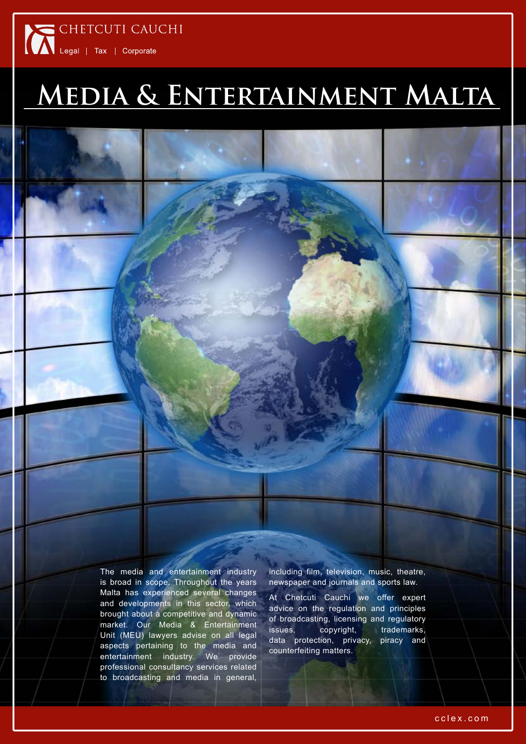CHETCUTI CAUCHI

Legal | Tax | Corporate

# Media & Entertainment Malta

The media and entertainment industry is broad in scope. Throughout the years Malta has experienced several changes and developments in this sector, which brought about a competitive and dynamic market. Our Media & Entertainment Unit (MEU) lawyers advise on all legal aspects pertaining to the media and entertainment industry. We provide professional consultancy services related to broadcasting and media in general, including film, television, music, theatre, newspaper and journals and sports law.

At Chetcuti Cauchi we offer expert advice on the regulation and principles of broadcasting, licensing and regulatory issues, copyright, trademarks, data protection, privacy, piracy and counterfeiting matters.

cclex.com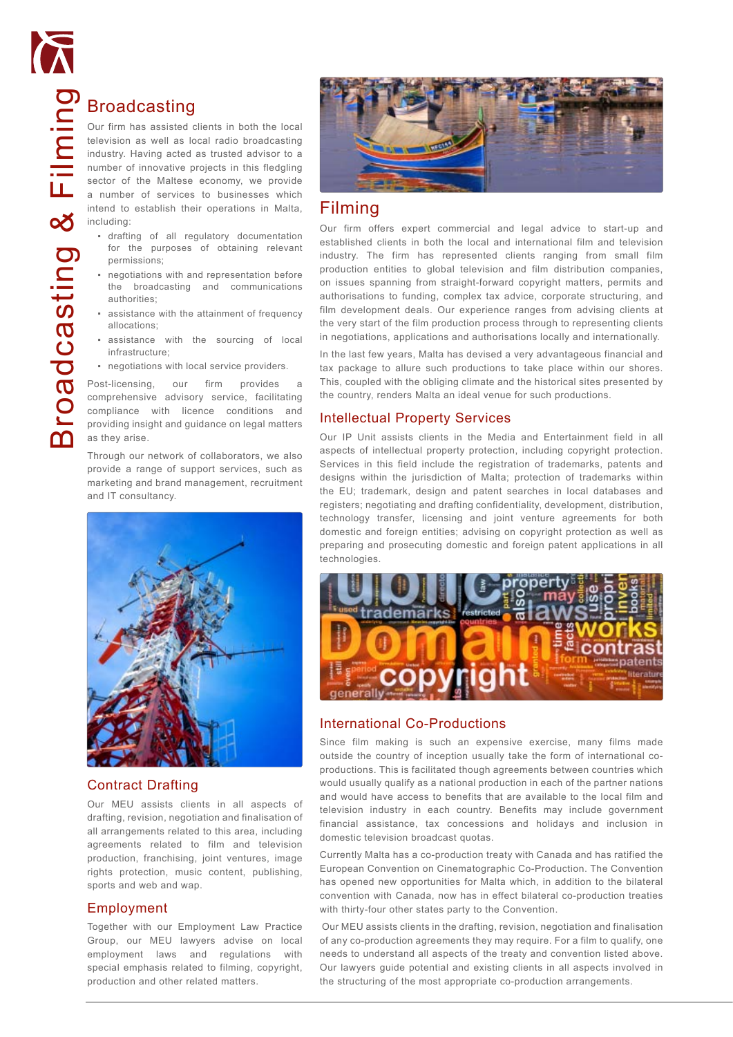# Broadcasting & Filming

## Broadcasting

Our firm has assisted clients in both the local television as well as local radio broadcasting industry. Having acted as trusted advisor to a number of innovative projects in this fledgling sector of the Maltese economy, we provide a number of services to businesses which intend to establish their operations in Malta, including:

- drafting of all regulatory documentation for the purposes of obtaining relevant permissions;
- negotiations with and representation before the broadcasting and communications authorities;
- assistance with the attainment of frequency allocations;
- assistance with the sourcing of local infrastructure;
- negotiations with local service providers.

Post-licensing, our firm provides a comprehensive advisory service, facilitating compliance with licence conditions and providing insight and guidance on legal matters as they arise.

Through our network of collaborators, we also provide a range of support services, such as marketing and brand management, recruitment and IT consultancy.

## Contract Drafting

Our MEU assists clients in all aspects of drafting, revision, negotiation and finalisation of all arrangements related to this area, including agreements related to film and television production, franchising, joint ventures, image rights protection, music content, publishing, sports and web and wap.

## Employment

Together with our Employment Law Practice Group, our MEU lawyers advise on local employment laws and regulations with special emphasis related to filming, copyright, production and other related matters.

## Filming

Our firm offers expert commercial and legal advice to start-up and established clients in both the local and international film and television industry. The firm has represented clients ranging from small film production entities to global television and film distribution companies, on issues spanning from straight-forward copyright matters, permits and authorisations to funding, complex tax advice, corporate structuring, and film development deals. Our experience ranges from advising clients at the very start of the film production process through to representing clients in negotiations, applications and authorisations locally and internationally.

In the last few years, Malta has devised a very advantageous financial and tax package to allure such productions to take place within our shores. This, coupled with the obliging climate and the historical sites presented by the country, renders Malta an ideal venue for such productions.

## Intellectual Property Services

Our IP Unit assists clients in the Media and Entertainment field in all aspects of intellectual property protection, including copyright protection. Services in this field include the registration of trademarks, patents and designs within the jurisdiction of Malta; protection of trademarks within the EU; trademark, design and patent searches in local databases and registers; negotiating and drafting confidentiality, development, distribution, technology transfer, licensing and joint venture agreements for both domestic and foreign entities; advising on copyright protection as well as preparing and prosecuting domestic and foreign patent applications in all technologies.

## International Co-Productions

Since film making is such an expensive exercise, many films made outside the country of inception usually take the form of international co-productions. This is facilitated though agreements between countries which would usually qualify as a national production in each of the partner nations and would have access to benefits that are available to the local film and television industry in each country. Benefits may include government financial assistance, tax concessions and holidays and inclusion in domestic television broadcast quotas.

Currently Malta has a co-production treaty with Canada and has ratified the European Convention on Cinematographic Co-Production. The Convention has opened new opportunities for Malta which, in addition to the bilateral convention with Canada, now has in effect bilateral co-production treaties with thirty-four other states party to the Convention.

Our MEU assists clients in the drafting, revision, negotiation and finalisation of any co-production agreements they may require. For a film to qualify, one needs to understand all aspects of the treaty and convention listed above. Our lawyers guide potential and existing clients in all aspects involved in the structuring of the most appropriate co-production arrangements.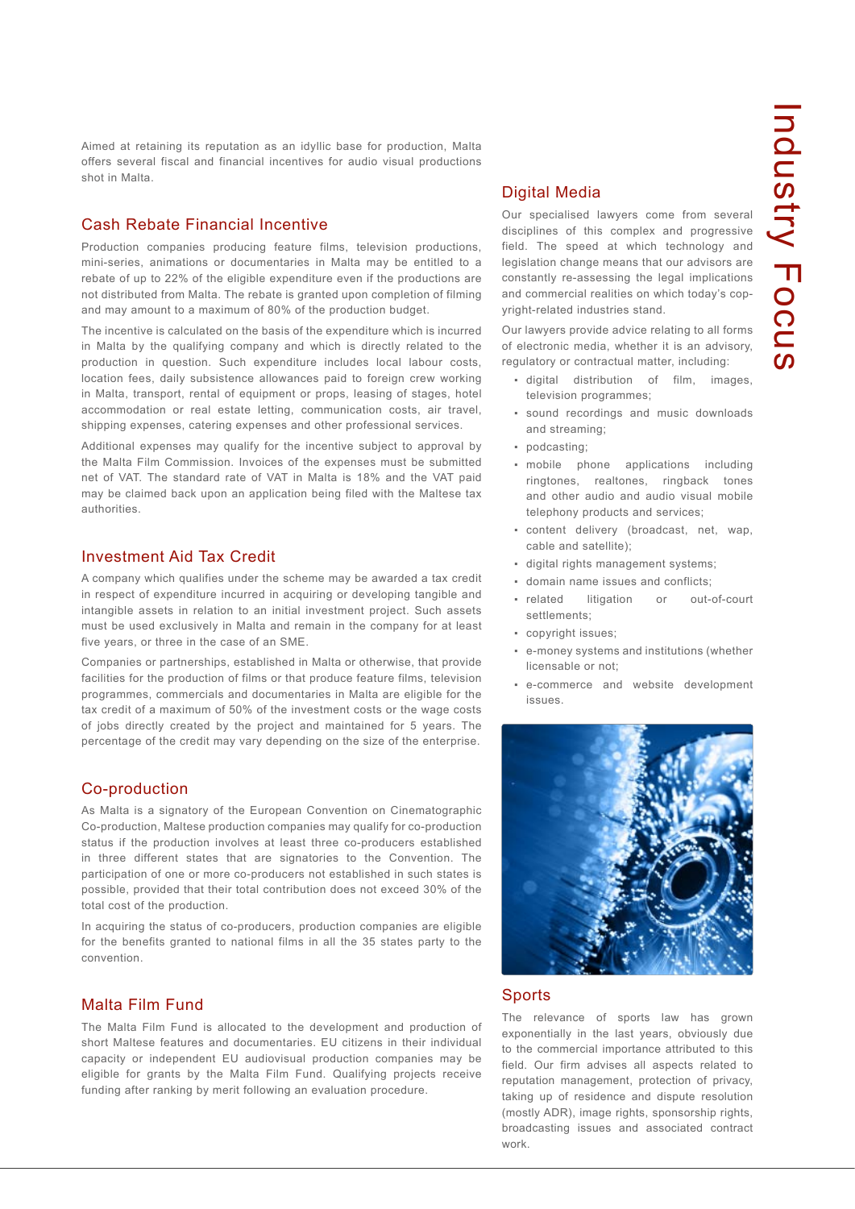Aimed at retaining its reputation as an idyllic base for production, Malta offers several fiscal and financial incentives for audio visual productions shot in Malta.

## Cash Rebate Financial Incentive

Production companies producing feature films, television productions, mini-series, animations or documentaries in Malta may be entitled to a rebate of up to 22% of the eligible expenditure even if the productions are not distributed from Malta. The rebate is granted upon completion of filming and may amount to a maximum of 80% of the production budget.

The incentive is calculated on the basis of the expenditure which is incurred in Malta by the qualifying company and which is directly related to the production in question. Such expenditure includes local labour costs, location fees, daily subsistence allowances paid to foreign crew working in Malta, transport, rental of equipment or props, leasing of stages, hotel accommodation or real estate letting, communication costs, air travel, shipping expenses, catering expenses and other professional services.

Additional expenses may qualify for the incentive subject to approval by the Malta Film Commission. Invoices of the expenses must be submitted net of VAT. The standard rate of VAT in Malta is 18% and the VAT paid may be claimed back upon an application being filed with the Maltese tax authorities.

## Investment Aid Tax Credit

A company which qualifies under the scheme may be awarded a tax credit in respect of expenditure incurred in acquiring or developing tangible and intangible assets in relation to an initial investment project. Such assets must be used exclusively in Malta and remain in the company for at least five years, or three in the case of an SME.

Companies or partnerships, established in Malta or otherwise, that provide facilities for the production of films or that produce feature films, television programmes, commercials and documentaries in Malta are eligible for the tax credit of a maximum of 50% of the investment costs or the wage costs of jobs directly created by the project and maintained for 5 years. The percentage of the credit may vary depending on the size of the enterprise.

## Co-production

As Malta is a signatory of the European Convention on Cinematographic Co-production, Maltese production companies may qualify for co-production status if the production involves at least three co-producers established in three different states that are signatories to the Convention. The participation of one or more co-producers not established in such states is possible, provided that their total contribution does not exceed 30% of the total cost of the production.

In acquiring the status of co-producers, production companies are eligible for the benefits granted to national films in all the 35 states party to the convention.

## Malta Film Fund

The Malta Film Fund is allocated to the development and production of short Maltese features and documentaries. EU citizens in their individual capacity or independent EU audiovisual production companies may be eligible for grants by the Malta Film Fund. Qualifying projects receive funding after ranking by merit following an evaluation procedure.

## Digital Media

Our specialised lawyers come from several disciplines of this complex and progressive field. The speed at which technology and legislation change means that our advisors are constantly re-assessing the legal implications and commercial realities on which today's copyright-related industries stand.

Our lawyers provide advice relating to all forms of electronic media, whether it is an advisory, regulatory or contractual matter, including:

- digital distribution of film, images, television programmes;
- sound recordings and music downloads and streaming;
- podcasting;
- mobile phone applications including ringtones, realtones, ringback tones and other audio and audio visual mobile telephony products and services;
- content delivery (broadcast, net, wap, cable and satellite);
- digital rights management systems;
- domain name issues and conflicts;
- related litigation or out-of-court settlements;
- copyright issues;
- e-money systems and institutions (whether licensable or not;
- e-commerce and website development issues.

## Sports

The relevance of sports law has grown exponentially in the last years, obviously due to the commercial importance attributed to this field. Our firm advises all aspects related to reputation management, protection of privacy, taking up of residence and dispute resolution (mostly ADR), image rights, sponsorship rights, broadcasting issues and associated contract work.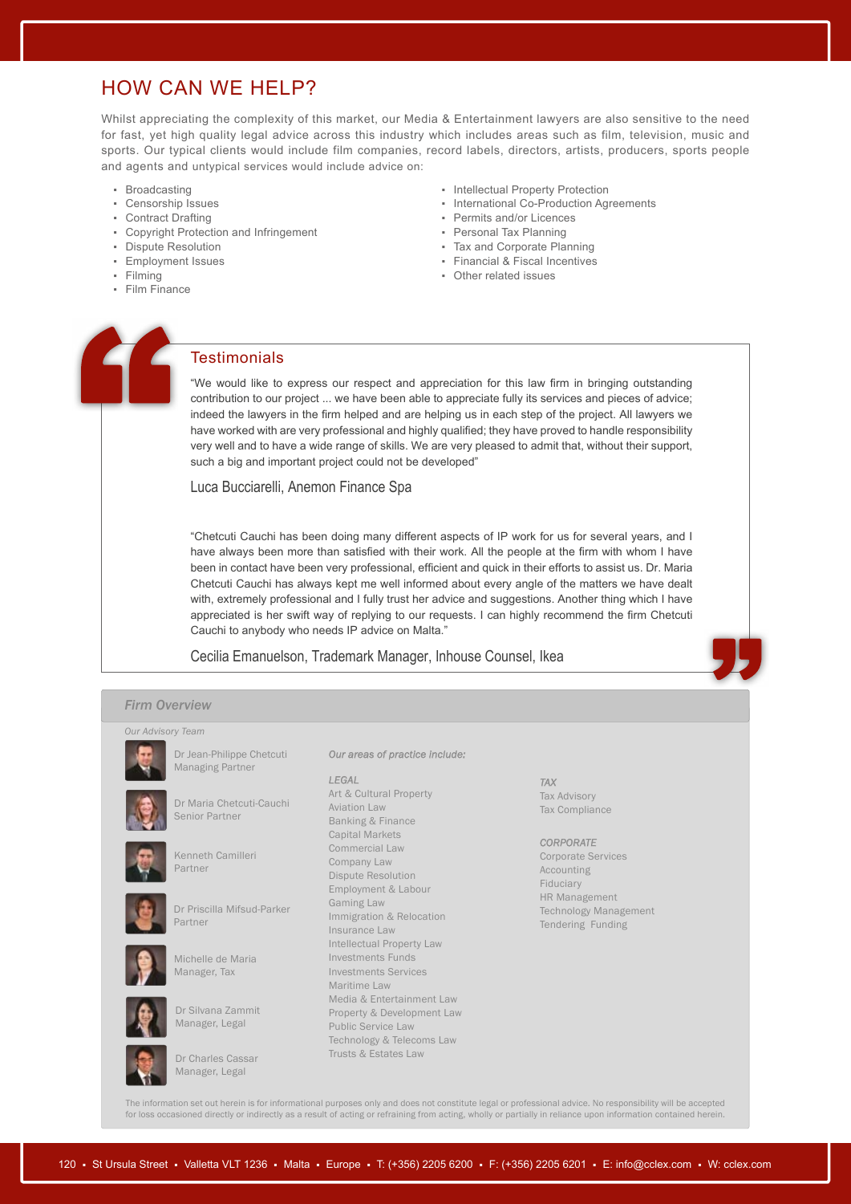## HOW CAN WE HELP?

Whilst appreciating the complexity of this market, our Media & Entertainment lawyers are also sensitive to the need for fast, yet high quality legal advice across this industry which includes areas such as film, television, music and sports. Our typical clients would include film companies, record labels, directors, artists, producers, sports people and agents and untypical services would include advice on:

- Broadcasting
- Censorship Issues
- Contract Drafting
- Copyright Protection and Infringement
- Dispute Resolution
- Employment Issues
- Filming
- Film Finance
- Intellectual Property Protection
- International Co-Production Agreements
- Permits and/or Licences
- Personal Tax Planning
- Tax and Corporate Planning
- Financial & Fiscal Incentives
- Other related issues

### Testimonials

"We would like to express our respect and appreciation for this law firm in bringing outstanding contribution to our project ... we have been able to appreciate fully its services and pieces of advice; indeed the lawyers in the firm helped and are helping us in each step of the project. All lawyers we have worked with are very professional and highly qualified; they have proved to handle responsibility very well and to have a wide range of skills. We are very pleased to admit that, without their support, such a big and important project could not be developed"

Luca Bucciarelli, Anemon Finance Spa

"Chetcuti Cauchi has been doing many different aspects of IP work for us for several years, and I have always been more than satisfied with their work. All the people at the firm with whom I have been in contact have been very professional, efficient and quick in their efforts to assist us. Dr. Maria Chetcuti Cauchi has always kept me well informed about every angle of the matters we have dealt with, extremely professional and I fully trust her advice and suggestions. Another thing which I have appreciated is her swift way of replying to our requests. I can highly recommend the firm Chetcuti Cauchi to anybody who needs IP advice on Malta."

Cecilia Emanuelson, Trademark Manager, Inhouse Counsel, Ikea

### *Firm Overview*

*Our Advisory Team*

Dr Jean-Philippe Chetcuti
Managing Partner

Dr Maria Chetcuti-Cauchi
Senior Partner

Kenneth Camilleri
Partner

Dr Priscilla Mifsud-Parker
Partner

Michelle de Maria
Manager, Tax

Dr Silvana Zammit
Manager, Legal

Dr Charles Cassar
Manager, Legal

*Our areas of practice include:*

*LEGAL*
Art & Cultural Property
Aviation Law
Banking & Finance
Capital Markets
Commercial Law
Company Law
Dispute Resolution
Employment & Labour
Gaming Law
Immigration & Relocation
Insurance Law
Intellectual Property Law
Investments Funds
Investments Services
Maritime Law
Media & Entertainment Law
Property & Development Law
Public Service Law
Technology & Telecoms Law
Trusts & Estates Law

*TAX*
Tax Advisory
Tax Compliance

*CORPORATE*
Corporate Services
Accounting
Fiduciary
HR Management
Technology Management
Tendering Funding

The information set out herein is for informational purposes only and does not constitute legal or professional advice. No responsibility will be accepted for loss occasioned directly or indirectly as a result of acting or refraining from acting, wholly or partially in reliance upon information contained herein.

120 • St Ursula Street • Valletta VLT 1236 • Malta • Europe • T: (+356) 2205 6200 • F: (+356) 2205 6201 • E: info@cclex.com • W: cclex.com